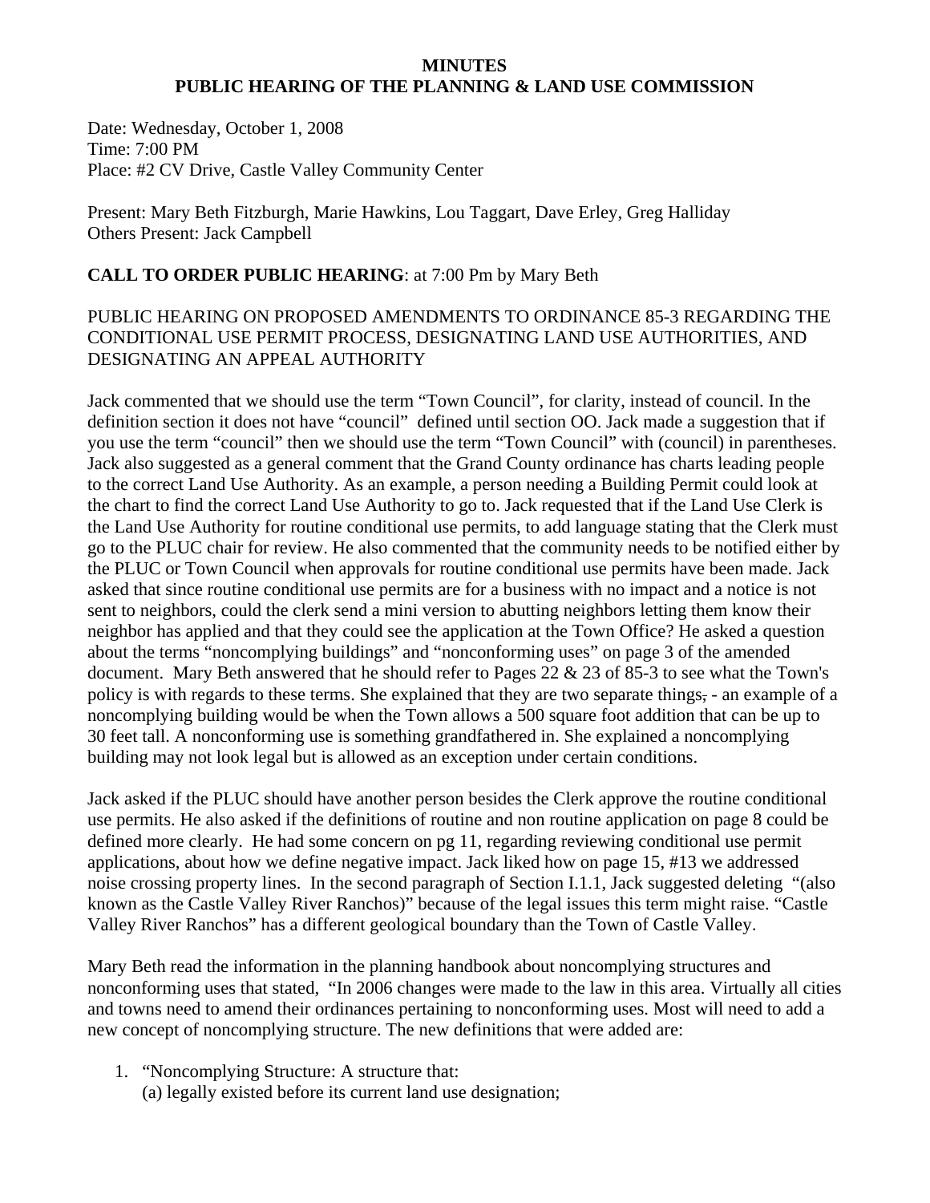**MINUTES**
**PUBLIC HEARING OF THE PLANNING & LAND USE COMMISSION**

Date: Wednesday, October 1, 2008
Time: 7:00 PM
Place: #2 CV Drive, Castle Valley Community Center

Present: Mary Beth Fitzburgh, Marie Hawkins, Lou Taggart, Dave Erley, Greg Halliday
Others Present: Jack Campbell

**CALL TO ORDER PUBLIC HEARING**: at 7:00 Pm by Mary Beth

PUBLIC HEARING ON PROPOSED AMENDMENTS TO ORDINANCE 85-3 REGARDING THE CONDITIONAL USE PERMIT PROCESS, DESIGNATING LAND USE AUTHORITIES, AND DESIGNATING AN APPEAL AUTHORITY

Jack commented that we should use the term "Town Council", for clarity, instead of council. In the definition section it does not have "council" defined until section OO. Jack made a suggestion that if you use the term "council" then we should use the term "Town Council" with (council) in parentheses. Jack also suggested as a general comment that the Grand County ordinance has charts leading people to the correct Land Use Authority. As an example, a person needing a Building Permit could look at the chart to find the correct Land Use Authority to go to. Jack requested that if the Land Use Clerk is the Land Use Authority for routine conditional use permits, to add language stating that the Clerk must go to the PLUC chair for review. He also commented that the community needs to be notified either by the PLUC or Town Council when approvals for routine conditional use permits have been made. Jack asked that since routine conditional use permits are for a business with no impact and a notice is not sent to neighbors, could the clerk send a mini version to abutting neighbors letting them know their neighbor has applied and that they could see the application at the Town Office? He asked a question about the terms "noncomplying buildings" and "nonconforming uses" on page 3 of the amended document. Mary Beth answered that he should refer to Pages 22 & 23 of 85-3 to see what the Town's policy is with regards to these terms. She explained that they are two separate things, - an example of a noncomplying building would be when the Town allows a 500 square foot addition that can be up to 30 feet tall. A nonconforming use is something grandfathered in. She explained a noncomplying building may not look legal but is allowed as an exception under certain conditions.

Jack asked if the PLUC should have another person besides the Clerk approve the routine conditional use permits. He also asked if the definitions of routine and non routine application on page 8 could be defined more clearly. He had some concern on pg 11, regarding reviewing conditional use permit applications, about how we define negative impact. Jack liked how on page 15, #13 we addressed noise crossing property lines. In the second paragraph of Section I.1.1, Jack suggested deleting "(also known as the Castle Valley River Ranchos)" because of the legal issues this term might raise. "Castle Valley River Ranchos" has a different geological boundary than the Town of Castle Valley.

Mary Beth read the information in the planning handbook about noncomplying structures and nonconforming uses that stated, "In 2006 changes were made to the law in this area. Virtually all cities and towns need to amend their ordinances pertaining to nonconforming uses. Most will need to add a new concept of noncomplying structure. The new definitions that were added are:

1. "Noncomplying Structure: A structure that:
   (a) legally existed before its current land use designation;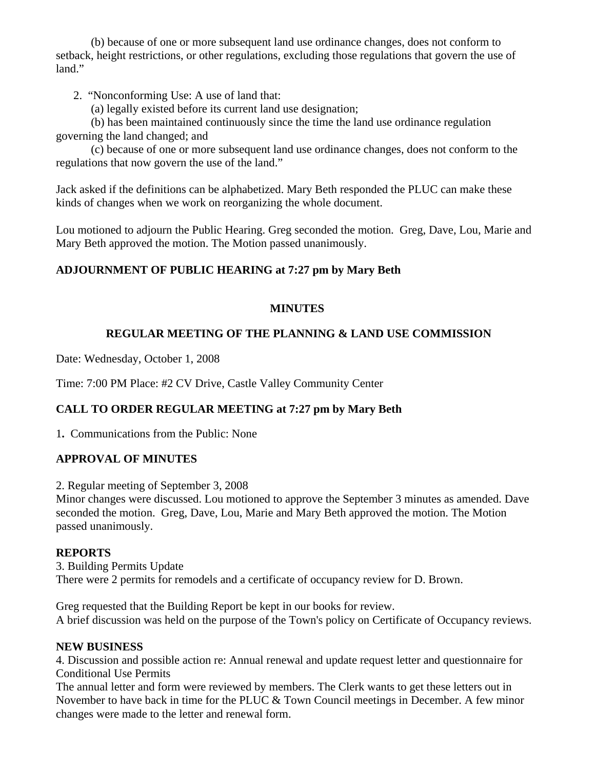(b) because of one or more subsequent land use ordinance changes, does not conform to setback, height restrictions, or other regulations, excluding those regulations that govern the use of land."

2. "Nonconforming Use: A use of land that:

(a) legally existed before its current land use designation;

(b) has been maintained continuously since the time the land use ordinance regulation governing the land changed; and

(c) because of one or more subsequent land use ordinance changes, does not conform to the regulations that now govern the use of the land."

Jack asked if the definitions can be alphabetized. Mary Beth responded the PLUC can make these kinds of changes when we work on reorganizing the whole document.

Lou motioned to adjourn the Public Hearing. Greg seconded the motion. Greg, Dave, Lou, Marie and Mary Beth approved the motion. The Motion passed unanimously.

**ADJOURNMENT OF PUBLIC HEARING at 7:27 pm by Mary Beth**

**MINUTES**

**REGULAR MEETING OF THE PLANNING & LAND USE COMMISSION**

Date: Wednesday, October 1, 2008

Time: 7:00 PM Place: #2 CV Drive, Castle Valley Community Center

**CALL TO ORDER REGULAR MEETING at 7:27 pm by Mary Beth**

1**.** Communications from the Public: None

**APPROVAL OF MINUTES**

2. Regular meeting of September 3, 2008
Minor changes were discussed. Lou motioned to approve the September 3 minutes as amended. Dave seconded the motion. Greg, Dave, Lou, Marie and Mary Beth approved the motion. The Motion passed unanimously.

**REPORTS**
3. Building Permits Update
There were 2 permits for remodels and a certificate of occupancy review for D. Brown.

Greg requested that the Building Report be kept in our books for review.
A brief discussion was held on the purpose of the Town's policy on Certificate of Occupancy reviews.

**NEW BUSINESS**
4. Discussion and possible action re: Annual renewal and update request letter and questionnaire for Conditional Use Permits
The annual letter and form were reviewed by members. The Clerk wants to get these letters out in November to have back in time for the PLUC & Town Council meetings in December. A few minor changes were made to the letter and renewal form.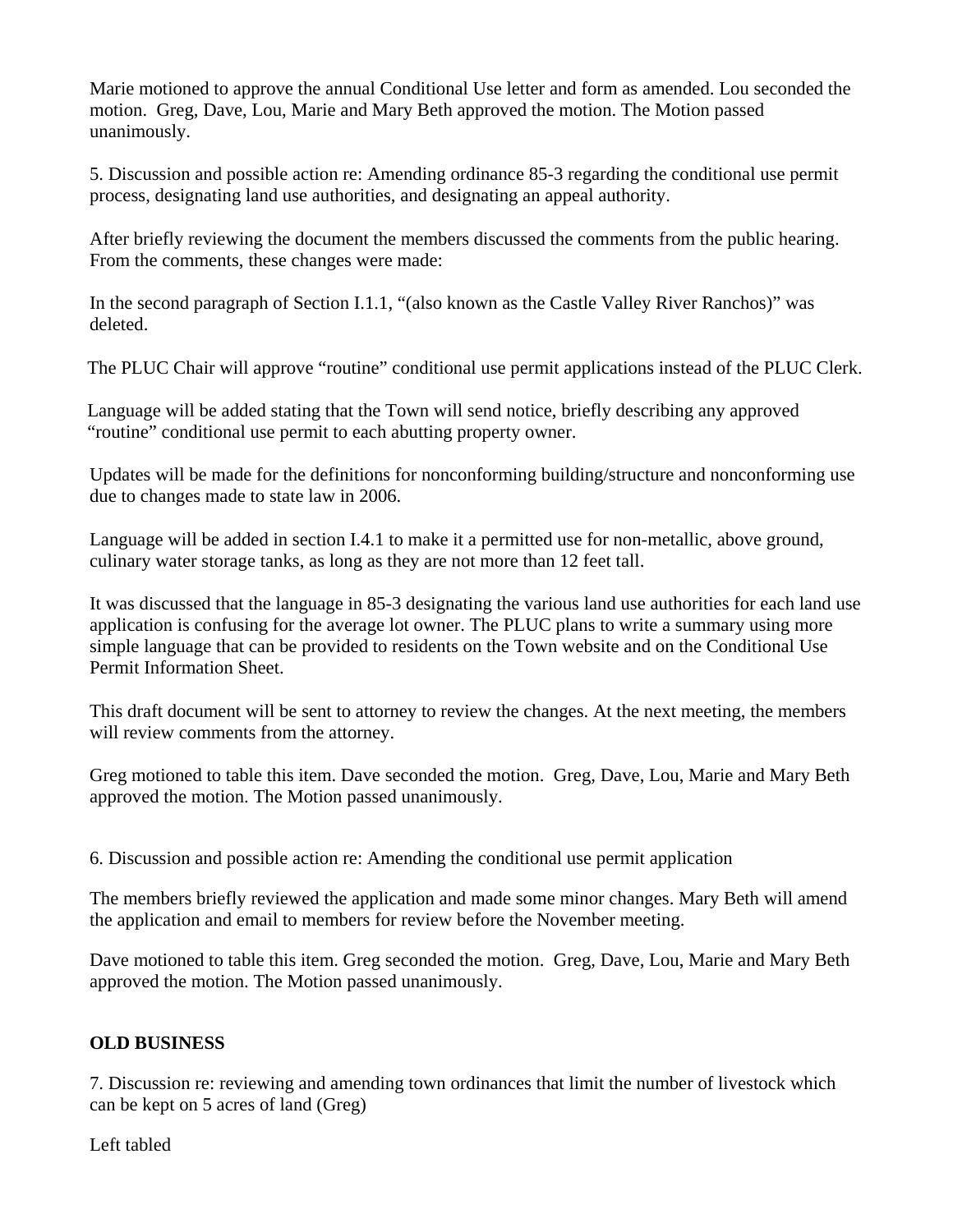Marie motioned to approve the annual Conditional Use letter and form as amended. Lou seconded the motion. Greg, Dave, Lou, Marie and Mary Beth approved the motion. The Motion passed unanimously.

5. Discussion and possible action re: Amending ordinance 85-3 regarding the conditional use permit process, designating land use authorities, and designating an appeal authority.

After briefly reviewing the document the members discussed the comments from the public hearing. From the comments, these changes were made:

In the second paragraph of Section I.1.1, "(also known as the Castle Valley River Ranchos)" was deleted.

The PLUC Chair will approve "routine" conditional use permit applications instead of the PLUC Clerk.

Language will be added stating that the Town will send notice, briefly describing any approved "routine" conditional use permit to each abutting property owner.

Updates will be made for the definitions for nonconforming building/structure and nonconforming use due to changes made to state law in 2006.

Language will be added in section I.4.1 to make it a permitted use for non-metallic, above ground, culinary water storage tanks, as long as they are not more than 12 feet tall.

It was discussed that the language in 85-3 designating the various land use authorities for each land use application is confusing for the average lot owner. The PLUC plans to write a summary using more simple language that can be provided to residents on the Town website and on the Conditional Use Permit Information Sheet.

This draft document will be sent to attorney to review the changes. At the next meeting, the members will review comments from the attorney.

Greg motioned to table this item. Dave seconded the motion. Greg, Dave, Lou, Marie and Mary Beth approved the motion. The Motion passed unanimously.

6. Discussion and possible action re: Amending the conditional use permit application

The members briefly reviewed the application and made some minor changes. Mary Beth will amend the application and email to members for review before the November meeting.

Dave motioned to table this item. Greg seconded the motion. Greg, Dave, Lou, Marie and Mary Beth approved the motion. The Motion passed unanimously.

**OLD BUSINESS**

7. Discussion re: reviewing and amending town ordinances that limit the number of livestock which can be kept on 5 acres of land (Greg)

Left tabled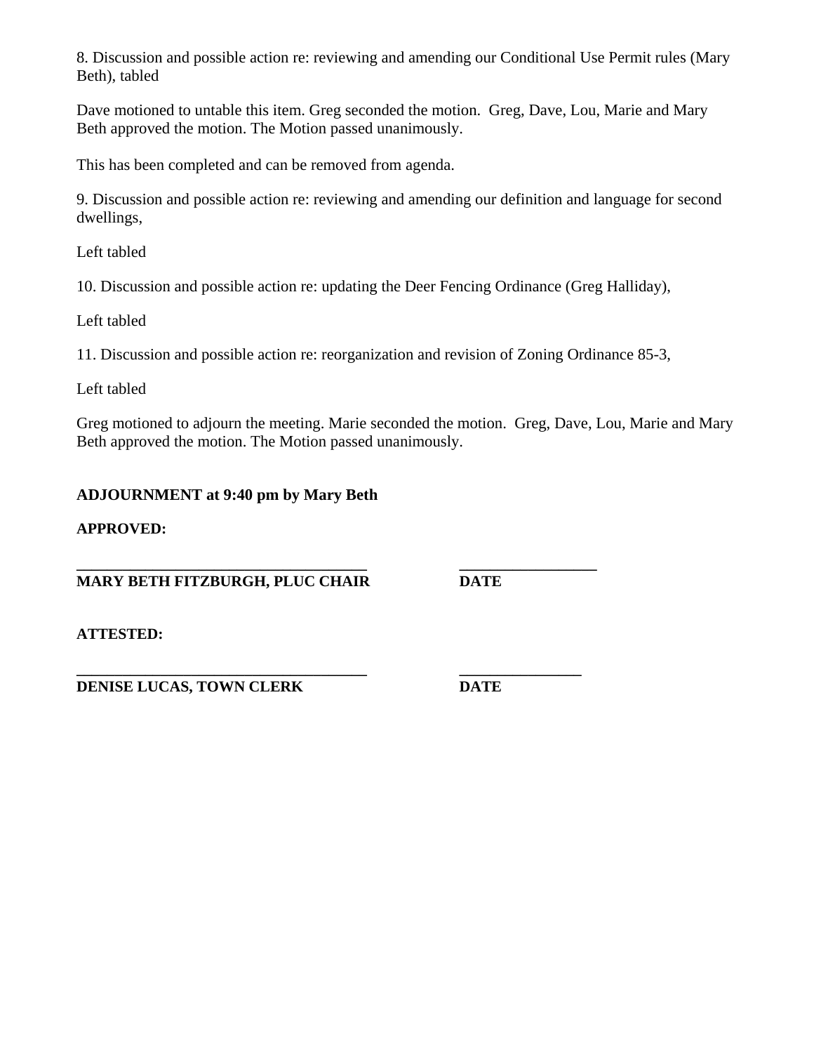8. Discussion and possible action re: reviewing and amending our Conditional Use Permit rules (Mary Beth), tabled

Dave motioned to untable this item. Greg seconded the motion. Greg, Dave, Lou, Marie and Mary Beth approved the motion. The Motion passed unanimously.

This has been completed and can be removed from agenda.

9. Discussion and possible action re: reviewing and amending our definition and language for second dwellings,

Left tabled

10. Discussion and possible action re: updating the Deer Fencing Ordinance (Greg Halliday),

Left tabled

11. Discussion and possible action re: reorganization and revision of Zoning Ordinance 85-3,

Left tabled

Greg motioned to adjourn the meeting. Marie seconded the motion. Greg, Dave, Lou, Marie and Mary Beth approved the motion. The Motion passed unanimously.

**ADJOURNMENT at 9:40 pm by Mary Beth**

**APPROVED:**

**_____________________________________ __________________**
**MARY BETH FITZBURGH, PLUC CHAIR DATE**

**ATTESTED:**

**_____________________________________ ________________**
**DENISE LUCAS, TOWN CLERK DATE**